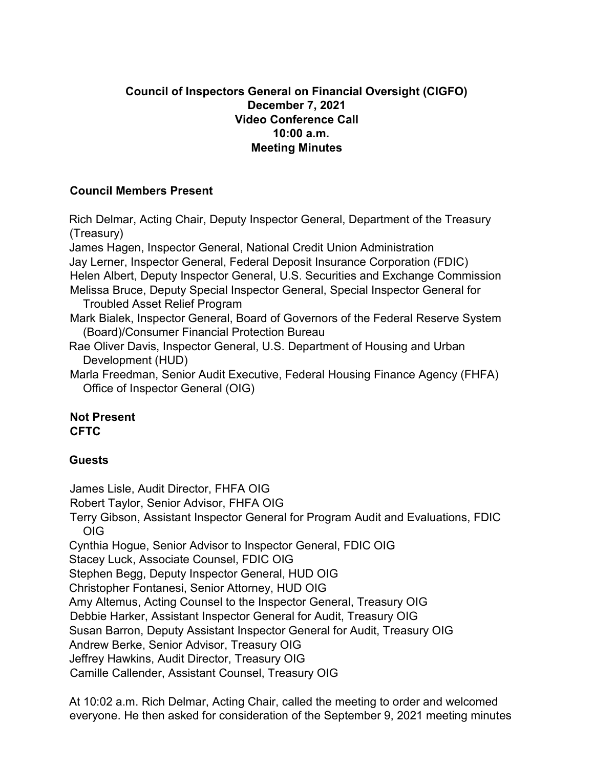# Council of Inspectors General on Financial Oversight (CIGFO)

**December 7, 2021**
**Video Conference Call**
**10:00 a.m.**
**Meeting Minutes**

## Council Members Present

Rich Delmar, Acting Chair, Deputy Inspector General, Department of the Treasury (Treasury)
James Hagen, Inspector General, National Credit Union Administration
Jay Lerner, Inspector General, Federal Deposit Insurance Corporation (FDIC)
Helen Albert, Deputy Inspector General, U.S. Securities and Exchange Commission
Melissa Bruce, Deputy Special Inspector General, Special Inspector General for Troubled Asset Relief Program
Mark Bialek, Inspector General, Board of Governors of the Federal Reserve System (Board)/Consumer Financial Protection Bureau
Rae Oliver Davis, Inspector General, U.S. Department of Housing and Urban Development (HUD)
Marla Freedman, Senior Audit Executive, Federal Housing Finance Agency (FHFA) Office of Inspector General (OIG)

## Not Present

**CFTC**

## Guests

James Lisle, Audit Director, FHFA OIG
Robert Taylor, Senior Advisor, FHFA OIG
Terry Gibson, Assistant Inspector General for Program Audit and Evaluations, FDIC OIG
Cynthia Hogue, Senior Advisor to Inspector General, FDIC OIG
Stacey Luck, Associate Counsel, FDIC OIG
Stephen Begg, Deputy Inspector General, HUD OIG
Christopher Fontanesi, Senior Attorney, HUD OIG
Amy Altemus, Acting Counsel to the Inspector General, Treasury OIG
Debbie Harker, Assistant Inspector General for Audit, Treasury OIG
Susan Barron, Deputy Assistant Inspector General for Audit, Treasury OIG
Andrew Berke, Senior Advisor, Treasury OIG
Jeffrey Hawkins, Audit Director, Treasury OIG
Camille Callender, Assistant Counsel, Treasury OIG

At 10:02 a.m. Rich Delmar, Acting Chair, called the meeting to order and welcomed everyone. He then asked for consideration of the September 9, 2021 meeting minutes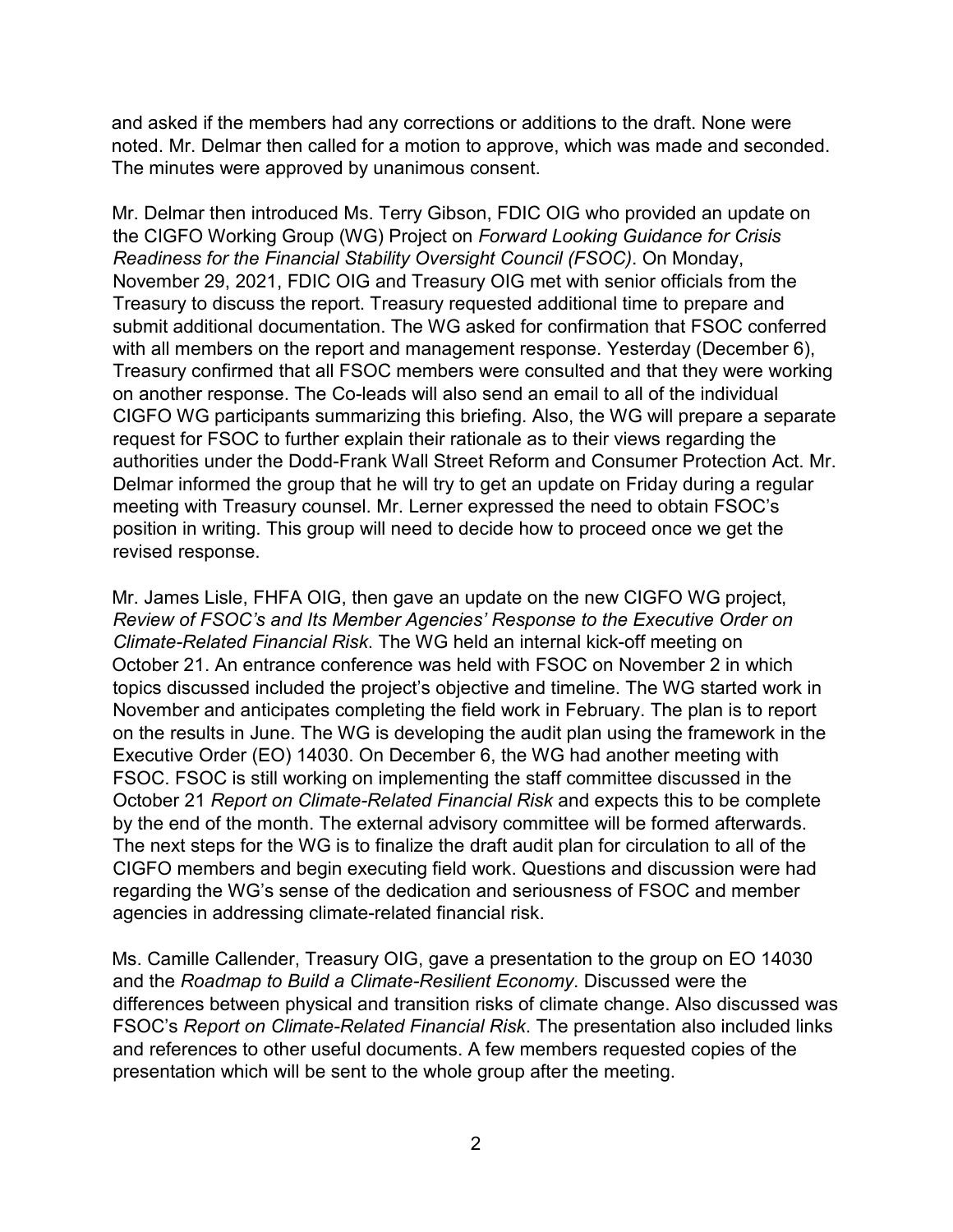and asked if the members had any corrections or additions to the draft. None were noted. Mr. Delmar then called for a motion to approve, which was made and seconded. The minutes were approved by unanimous consent.

Mr. Delmar then introduced Ms. Terry Gibson, FDIC OIG who provided an update on the CIGFO Working Group (WG) Project on *Forward Looking Guidance for Crisis Readiness for the Financial Stability Oversight Council (FSOC)*. On Monday, November 29, 2021, FDIC OIG and Treasury OIG met with senior officials from the Treasury to discuss the report. Treasury requested additional time to prepare and submit additional documentation. The WG asked for confirmation that FSOC conferred with all members on the report and management response. Yesterday (December 6), Treasury confirmed that all FSOC members were consulted and that they were working on another response. The Co-leads will also send an email to all of the individual CIGFO WG participants summarizing this briefing. Also, the WG will prepare a separate request for FSOC to further explain their rationale as to their views regarding the authorities under the Dodd-Frank Wall Street Reform and Consumer Protection Act. Mr. Delmar informed the group that he will try to get an update on Friday during a regular meeting with Treasury counsel. Mr. Lerner expressed the need to obtain FSOC's position in writing. This group will need to decide how to proceed once we get the revised response.

Mr. James Lisle, FHFA OIG, then gave an update on the new CIGFO WG project, *Review of FSOC's and Its Member Agencies' Response to the Executive Order on Climate-Related Financial Risk*. The WG held an internal kick-off meeting on October 21. An entrance conference was held with FSOC on November 2 in which topics discussed included the project's objective and timeline. The WG started work in November and anticipates completing the field work in February. The plan is to report on the results in June. The WG is developing the audit plan using the framework in the Executive Order (EO) 14030. On December 6, the WG had another meeting with FSOC. FSOC is still working on implementing the staff committee discussed in the October 21 *Report on Climate-Related Financial Risk* and expects this to be complete by the end of the month. The external advisory committee will be formed afterwards. The next steps for the WG is to finalize the draft audit plan for circulation to all of the CIGFO members and begin executing field work. Questions and discussion were had regarding the WG's sense of the dedication and seriousness of FSOC and member agencies in addressing climate-related financial risk.

Ms. Camille Callender, Treasury OIG, gave a presentation to the group on EO 14030 and the *Roadmap to Build a Climate-Resilient Economy*. Discussed were the differences between physical and transition risks of climate change. Also discussed was FSOC's *Report on Climate-Related Financial Risk*. The presentation also included links and references to other useful documents. A few members requested copies of the presentation which will be sent to the whole group after the meeting.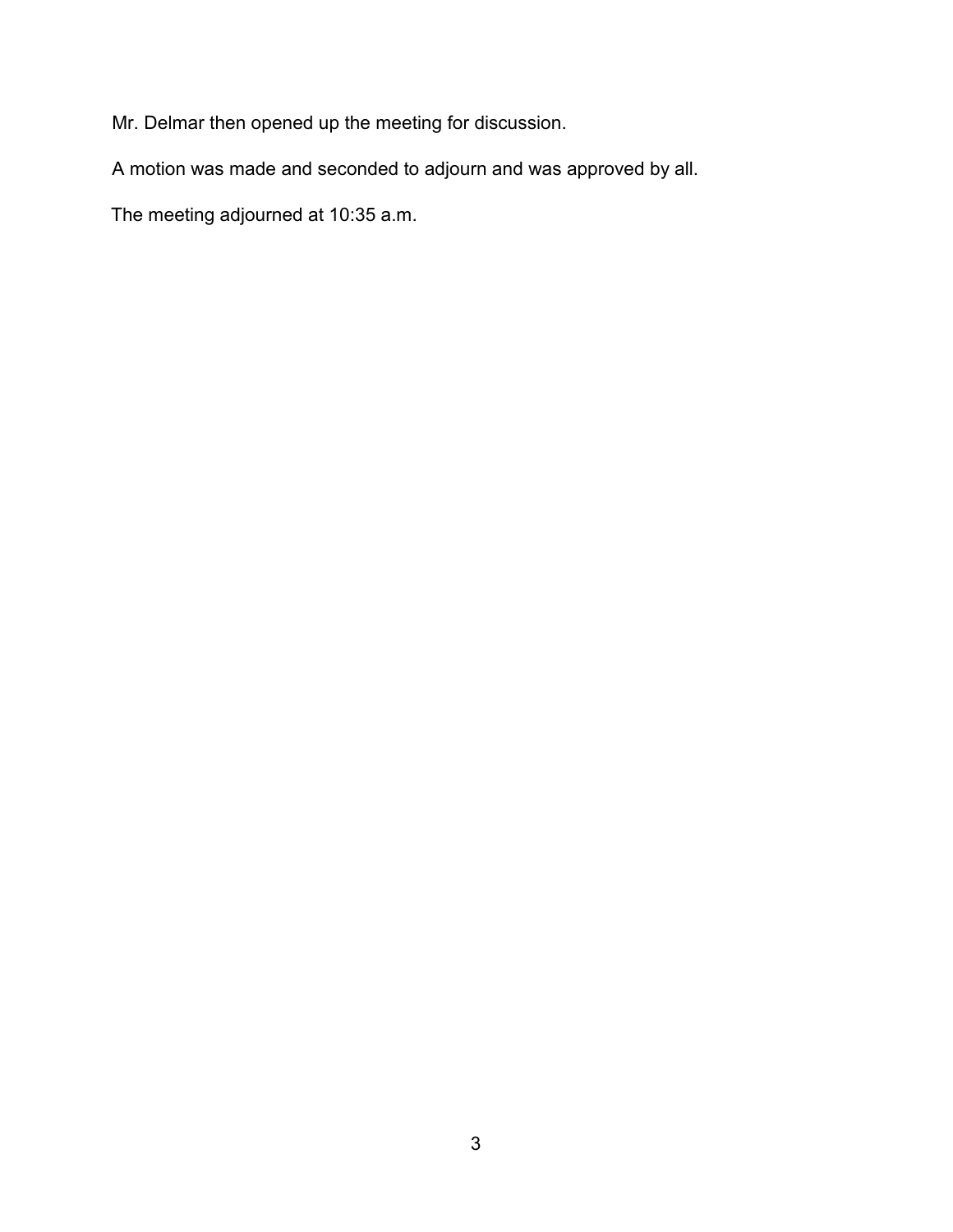Mr. Delmar then opened up the meeting for discussion.

A motion was made and seconded to adjourn and was approved by all.

The meeting adjourned at 10:35 a.m.